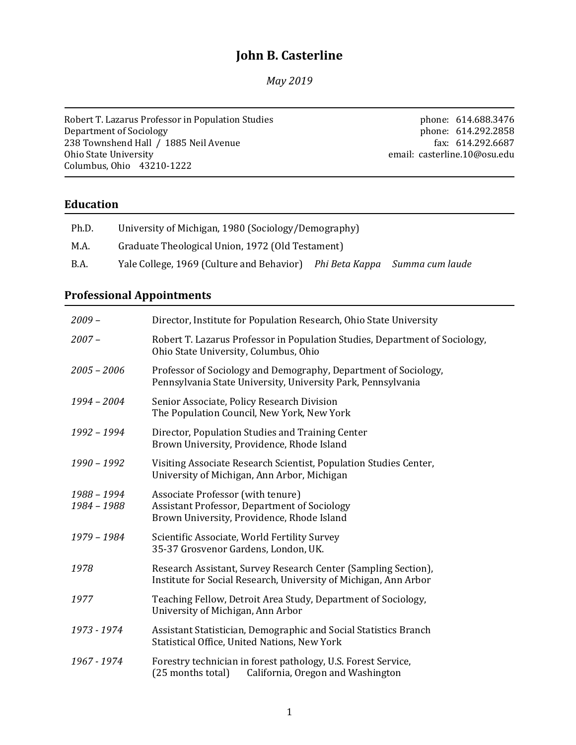# John B. Casterline

*May 2019*

Robert T. Lazarus Professor in Population Studies
Department of Sociology
238 Townshend Hall / 1885 Neil Avenue
Ohio State University
Columbus, Ohio 43210-1222

phone: 614.688.3476
phone: 614.292.2858
fax: 614.292.6687
email: casterline.10@osu.edu

## Education

| | |
|---|---|
| Ph.D. | University of Michigan, 1980 (Sociology/Demography) |
| M.A. | Graduate Theological Union, 1972 (Old Testament) |
| B.A. | Yale College, 1969 (Culture and Behavior) *Phi Beta Kappa* *Summa cum laude* |

## Professional Appointments

| | |
|---|---|
| *2009 –* | Director, Institute for Population Research, Ohio State University |
| *2007 –* | Robert T. Lazarus Professor in Population Studies, Department of Sociology, Ohio State University, Columbus, Ohio |
| *2005 – 2006* | Professor of Sociology and Demography, Department of Sociology, Pennsylvania State University, University Park, Pennsylvania |
| *1994 – 2004* | Senior Associate, Policy Research Division<br>The Population Council, New York, New York |
| *1992 – 1994* | Director, Population Studies and Training Center<br>Brown University, Providence, Rhode Island |
| *1990 – 1992* | Visiting Associate Research Scientist, Population Studies Center, University of Michigan, Ann Arbor, Michigan |
| *1988 – 1994*<br>*1984 – 1988* | Associate Professor (with tenure)<br>Assistant Professor, Department of Sociology<br>Brown University, Providence, Rhode Island |
| *1979 – 1984* | Scientific Associate, World Fertility Survey<br>35-37 Grosvenor Gardens, London, UK. |
| *1978* | Research Assistant, Survey Research Center (Sampling Section),<br>Institute for Social Research, University of Michigan, Ann Arbor |
| *1977* | Teaching Fellow, Detroit Area Study, Department of Sociology,<br>University of Michigan, Ann Arbor |
| *1973 - 1974* | Assistant Statistician, Demographic and Social Statistics Branch<br>Statistical Office, United Nations, New York |
| *1967 - 1974* | Forestry technician in forest pathology, U.S. Forest Service,<br>(25 months total) California, Oregon and Washington |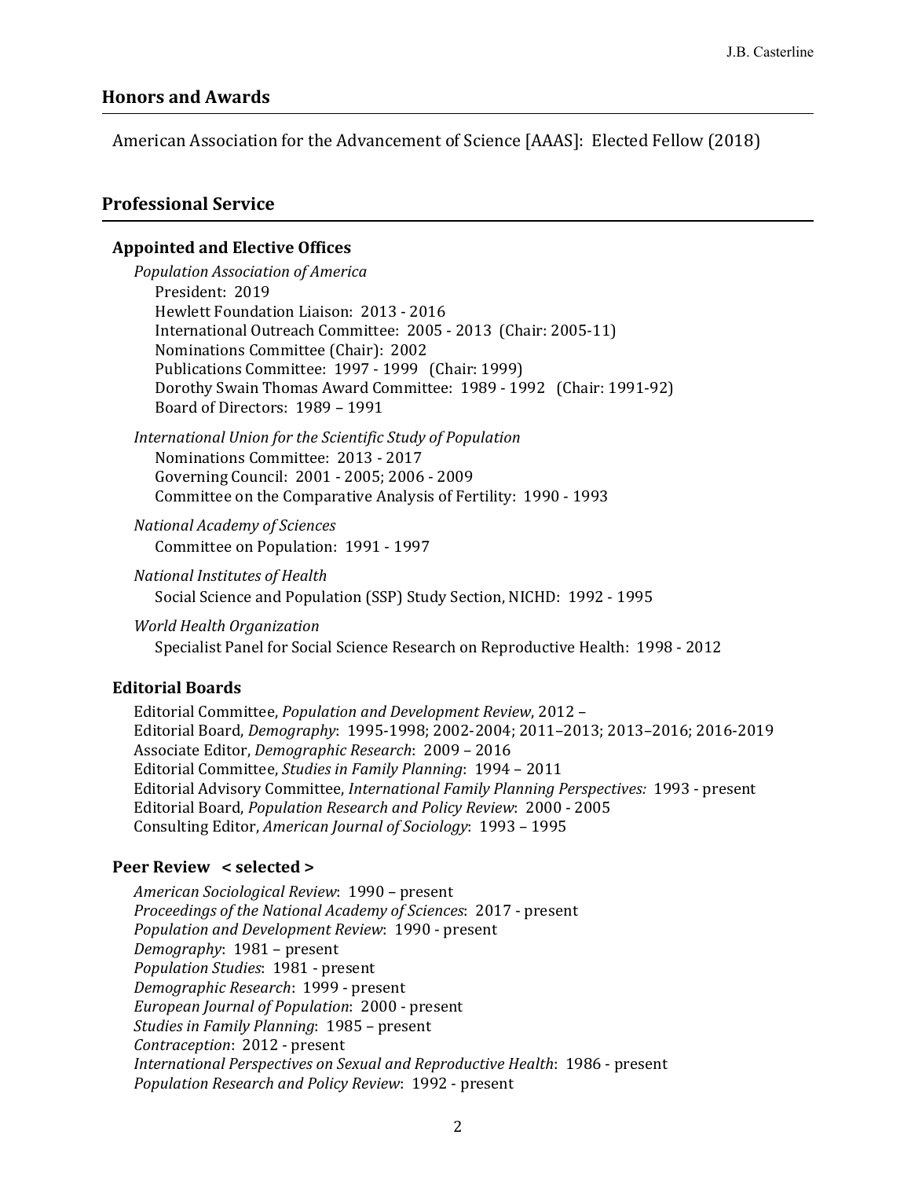## Honors and Awards

American Association for the Advancement of Science [AAAS]: Elected Fellow (2018)

## Professional Service

### Appointed and Elective Offices

*Population Association of America*
- President: 2019
- Hewlett Foundation Liaison: 2013 - 2016
- International Outreach Committee: 2005 - 2013 (Chair: 2005-11)
- Nominations Committee (Chair): 2002
- Publications Committee: 1997 - 1999 (Chair: 1999)
- Dorothy Swain Thomas Award Committee: 1989 - 1992 (Chair: 1991-92)
- Board of Directors: 1989 – 1991

*International Union for the Scientific Study of Population*
- Nominations Committee: 2013 - 2017
- Governing Council: 2001 - 2005; 2006 - 2009
- Committee on the Comparative Analysis of Fertility: 1990 - 1993

*National Academy of Sciences*
- Committee on Population: 1991 - 1997

*National Institutes of Health*
- Social Science and Population (SSP) Study Section, NICHD: 1992 - 1995

*World Health Organization*
- Specialist Panel for Social Science Research on Reproductive Health: 1998 - 2012

### Editorial Boards

Editorial Committee, *Population and Development Review*, 2012 –
Editorial Board, *Demography*: 1995-1998; 2002-2004; 2011–2013; 2013–2016; 2016-2019
Associate Editor, *Demographic Research*: 2009 – 2016
Editorial Committee, *Studies in Family Planning*: 1994 – 2011
Editorial Advisory Committee, *International Family Planning Perspectives:* 1993 - present
Editorial Board, *Population Research and Policy Review*: 2000 - 2005
Consulting Editor, *American Journal of Sociology*: 1993 – 1995

### Peer Review < selected >

*American Sociological Review*: 1990 – present
*Proceedings of the National Academy of Sciences*: 2017 - present
*Population and Development Review*: 1990 - present
*Demography*: 1981 – present
*Population Studies*: 1981 - present
*Demographic Research*: 1999 - present
*European Journal of Population*: 2000 - present
*Studies in Family Planning*: 1985 – present
*Contraception*: 2012 - present
*International Perspectives on Sexual and Reproductive Health*: 1986 - present
*Population Research and Policy Review*: 1992 - present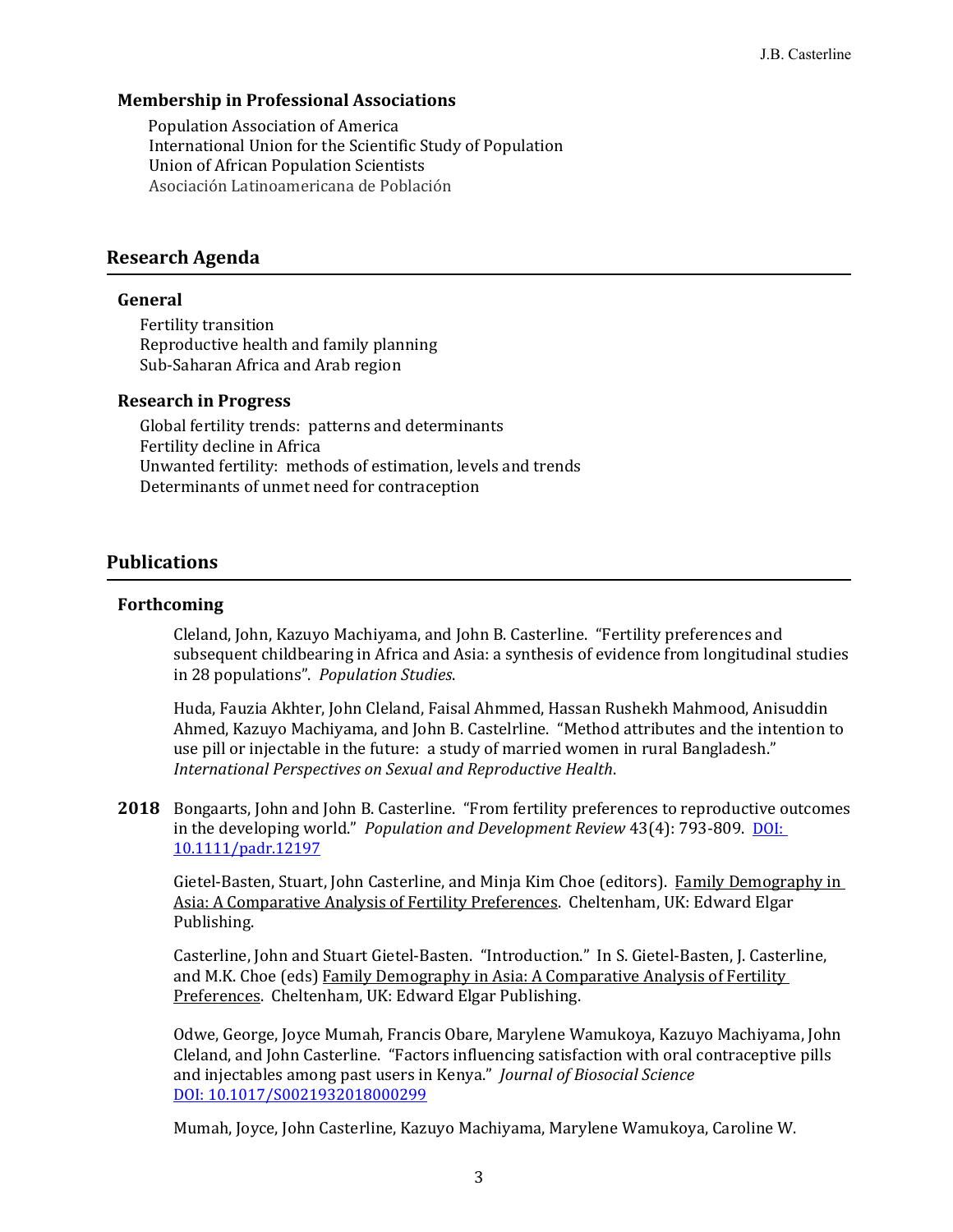### Membership in Professional Associations

Population Association of America
International Union for the Scientific Study of Population
Union of African Population Scientists
Asociación Latinoamericana de Población

## Research Agenda

### General

Fertility transition
Reproductive health and family planning
Sub-Saharan Africa and Arab region

### Research in Progress

Global fertility trends: patterns and determinants
Fertility decline in Africa
Unwanted fertility: methods of estimation, levels and trends
Determinants of unmet need for contraception

## Publications

### Forthcoming

Cleland, John, Kazuyo Machiyama, and John B. Casterline. "Fertility preferences and subsequent childbearing in Africa and Asia: a synthesis of evidence from longitudinal studies in 28 populations". *Population Studies*.

Huda, Fauzia Akhter, John Cleland, Faisal Ahmmed, Hassan Rushekh Mahmood, Anisuddin Ahmed, Kazuyo Machiyama, and John B. Castelrline. "Method attributes and the intention to use pill or injectable in the future: a study of married women in rural Bangladesh." *International Perspectives on Sexual and Reproductive Health*.

**2018** Bongaarts, John and John B. Casterline. "From fertility preferences to reproductive outcomes in the developing world." *Population and Development Review* 43(4): 793-809. DOI: 10.1111/padr.12197

Gietel-Basten, Stuart, John Casterline, and Minja Kim Choe (editors). Family Demography in Asia: A Comparative Analysis of Fertility Preferences. Cheltenham, UK: Edward Elgar Publishing.

Casterline, John and Stuart Gietel-Basten. "Introduction." In S. Gietel-Basten, J. Casterline, and M.K. Choe (eds) Family Demography in Asia: A Comparative Analysis of Fertility Preferences. Cheltenham, UK: Edward Elgar Publishing.

Odwe, George, Joyce Mumah, Francis Obare, Marylene Wamukoya, Kazuyo Machiyama, John Cleland, and John Casterline. "Factors influencing satisfaction with oral contraceptive pills and injectables among past users in Kenya." *Journal of Biosocial Science* DOI: 10.1017/S0021932018000299

Mumah, Joyce, John Casterline, Kazuyo Machiyama, Marylene Wamukoya, Caroline W.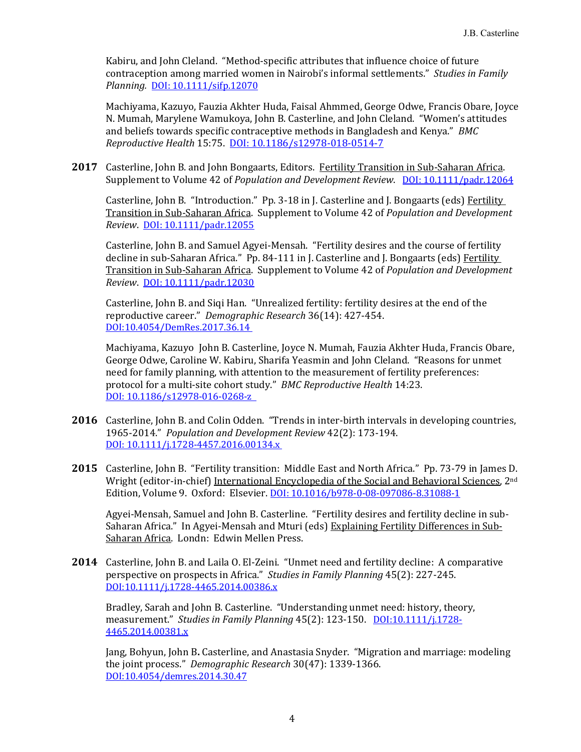Kabiru, and John Cleland. "Method-specific attributes that influence choice of future contraception among married women in Nairobi's informal settlements." *Studies in Family Planning.* DOI: 10.1111/sifp.12070

Machiyama, Kazuyo, Fauzia Akhter Huda, Faisal Ahmmed, George Odwe, Francis Obare, Joyce N. Mumah, Marylene Wamukoya, John B. Casterline, and John Cleland. "Women's attitudes and beliefs towards specific contraceptive methods in Bangladesh and Kenya." *BMC Reproductive Health* 15:75. DOI: 10.1186/s12978-018-0514-7

**2017** Casterline, John B. and John Bongaarts, Editors. Fertility Transition in Sub-Saharan Africa. Supplement to Volume 42 of *Population and Development Review*. DOI: 10.1111/padr.12064

Casterline, John B. "Introduction." Pp. 3-18 in J. Casterline and J. Bongaarts (eds) Fertility Transition in Sub-Saharan Africa. Supplement to Volume 42 of *Population and Development Review*. DOI: 10.1111/padr.12055

Casterline, John B. and Samuel Agyei-Mensah. "Fertility desires and the course of fertility decline in sub-Saharan Africa." Pp. 84-111 in J. Casterline and J. Bongaarts (eds) Fertility Transition in Sub-Saharan Africa. Supplement to Volume 42 of *Population and Development Review*. DOI: 10.1111/padr.12030

Casterline, John B. and Siqi Han. "Unrealized fertility: fertility desires at the end of the reproductive career." *Demographic Research* 36(14): 427-454. DOI:10.4054/DemRes.2017.36.14

Machiyama, Kazuyo John B. Casterline, Joyce N. Mumah, Fauzia Akhter Huda, Francis Obare, George Odwe, Caroline W. Kabiru, Sharifa Yeasmin and John Cleland. "Reasons for unmet need for family planning, with attention to the measurement of fertility preferences: protocol for a multi-site cohort study." *BMC Reproductive Health* 14:23. DOI: 10.1186/s12978-016-0268-z

**2016** Casterline, John B. and Colin Odden. "Trends in inter-birth intervals in developing countries, 1965-2014." *Population and Development Review* 42(2): 173-194. DOI: 10.1111/j.1728-4457.2016.00134.x

**2015** Casterline, John B. "Fertility transition: Middle East and North Africa." Pp. 73-79 in James D. Wright (editor-in-chief) International Encyclopedia of the Social and Behavioral Sciences, 2nd Edition, Volume 9. Oxford: Elsevier. DOI: 10.1016/b978-0-08-097086-8.31088-1

Agyei-Mensah, Samuel and John B. Casterline. "Fertility desires and fertility decline in sub-Saharan Africa." In Agyei-Mensah and Mturi (eds) Explaining Fertility Differences in Sub-Saharan Africa. Londn: Edwin Mellen Press.

**2014** Casterline, John B. and Laila O. El-Zeini. "Unmet need and fertility decline: A comparative perspective on prospects in Africa." *Studies in Family Planning* 45(2): 227-245. DOI:10.1111/j.1728-4465.2014.00386.x

Bradley, Sarah and John B. Casterline. "Understanding unmet need: history, theory, measurement." *Studies in Family Planning* 45(2): 123-150. DOI:10.1111/j.1728-4465.2014.00381.x

Jang, Bohyun, John B**.** Casterline, and Anastasia Snyder. "Migration and marriage: modeling the joint process." *Demographic Research* 30(47): 1339-1366. DOI:10.4054/demres.2014.30.47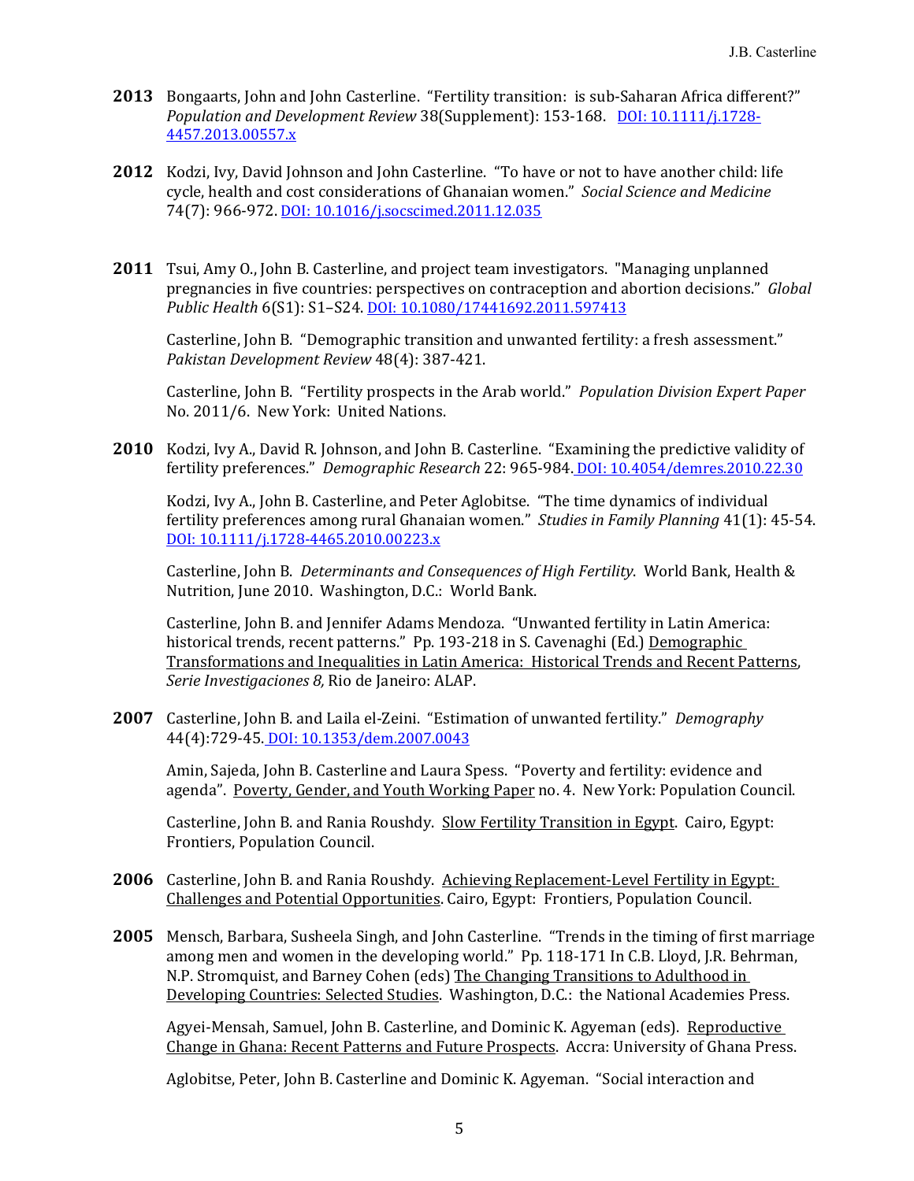**2013** Bongaarts, John and John Casterline. "Fertility transition: is sub-Saharan Africa different?" *Population and Development Review* 38(Supplement): 153-168. DOI: 10.1111/j.1728-4457.2013.00557.x

**2012** Kodzi, Ivy, David Johnson and John Casterline. "To have or not to have another child: life cycle, health and cost considerations of Ghanaian women." *Social Science and Medicine* 74(7): 966-972. DOI: 10.1016/j.socscimed.2011.12.035

**2011** Tsui, Amy O., John B. Casterline, and project team investigators. "Managing unplanned pregnancies in five countries: perspectives on contraception and abortion decisions." *Global Public Health* 6(S1): S1–S24. DOI: 10.1080/17441692.2011.597413

Casterline, John B. "Demographic transition and unwanted fertility: a fresh assessment." *Pakistan Development Review* 48(4): 387-421.

Casterline, John B. "Fertility prospects in the Arab world." *Population Division Expert Paper* No. 2011/6. New York: United Nations.

**2010** Kodzi, Ivy A., David R. Johnson, and John B. Casterline. "Examining the predictive validity of fertility preferences." *Demographic Research* 22: 965-984. DOI: 10.4054/demres.2010.22.30

Kodzi, Ivy A., John B. Casterline, and Peter Aglobitse. "The time dynamics of individual fertility preferences among rural Ghanaian women." *Studies in Family Planning* 41(1): 45-54. DOI: 10.1111/j.1728-4465.2010.00223.x

Casterline, John B. *Determinants and Consequences of High Fertility*. World Bank, Health & Nutrition, June 2010. Washington, D.C.: World Bank.

Casterline, John B. and Jennifer Adams Mendoza. "Unwanted fertility in Latin America: historical trends, recent patterns." Pp. 193-218 in S. Cavenaghi (Ed.) Demographic Transformations and Inequalities in Latin America: Historical Trends and Recent Patterns, *Serie Investigaciones 8,* Rio de Janeiro: ALAP.

**2007** Casterline, John B. and Laila el-Zeini. "Estimation of unwanted fertility." *Demography* 44(4):729-45. DOI: 10.1353/dem.2007.0043

Amin, Sajeda, John B. Casterline and Laura Spess. "Poverty and fertility: evidence and agenda". Poverty, Gender, and Youth Working Paper no. 4. New York: Population Council.

Casterline, John B. and Rania Roushdy. Slow Fertility Transition in Egypt. Cairo, Egypt: Frontiers, Population Council.

**2006** Casterline, John B. and Rania Roushdy. Achieving Replacement-Level Fertility in Egypt: Challenges and Potential Opportunities. Cairo, Egypt: Frontiers, Population Council.

**2005** Mensch, Barbara, Susheela Singh, and John Casterline. "Trends in the timing of first marriage among men and women in the developing world." Pp. 118-171 In C.B. Lloyd, J.R. Behrman, N.P. Stromquist, and Barney Cohen (eds) The Changing Transitions to Adulthood in Developing Countries: Selected Studies. Washington, D.C.: the National Academies Press.

Agyei-Mensah, Samuel, John B. Casterline, and Dominic K. Agyeman (eds). Reproductive Change in Ghana: Recent Patterns and Future Prospects. Accra: University of Ghana Press.

Aglobitse, Peter, John B. Casterline and Dominic K. Agyeman. "Social interaction and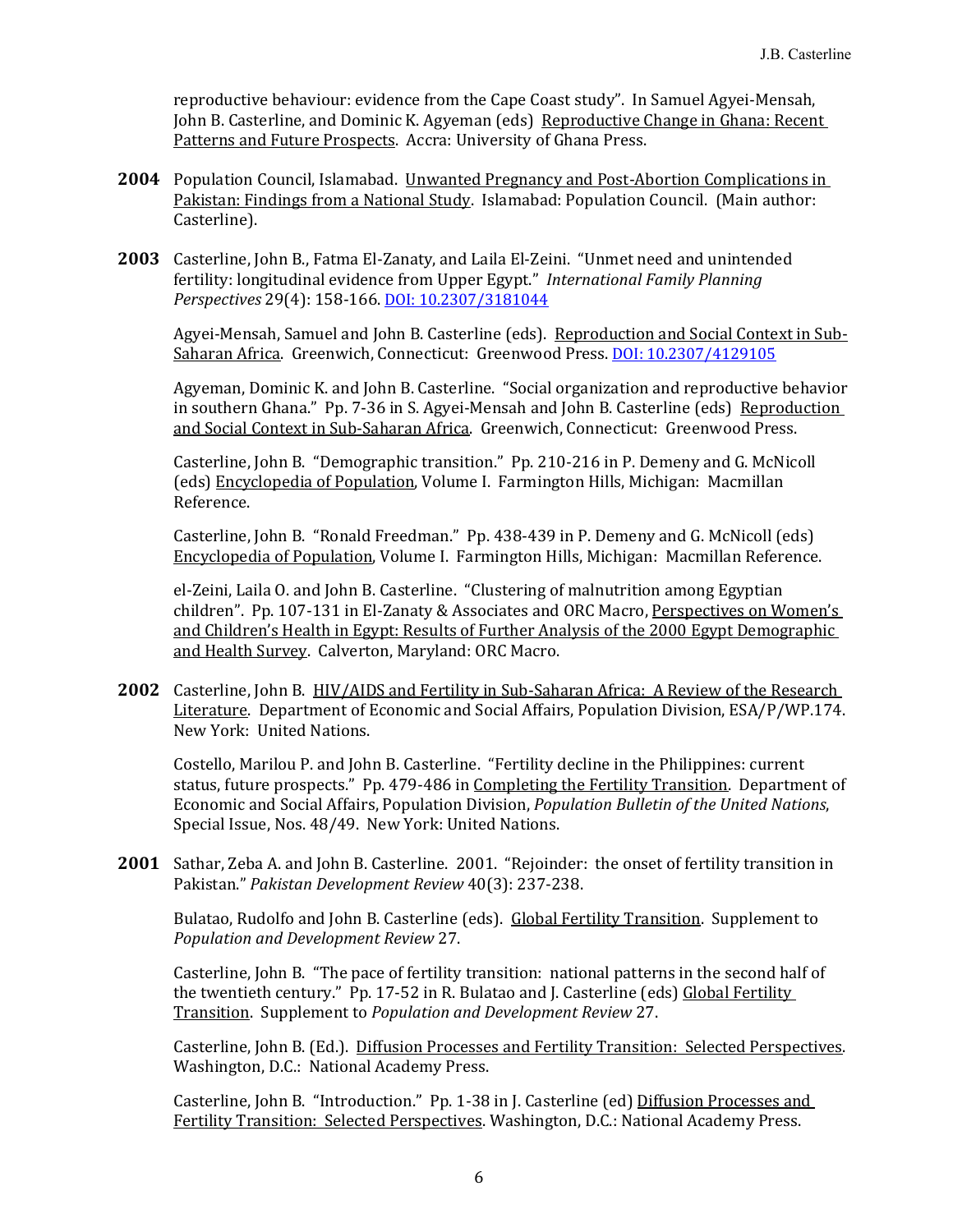reproductive behaviour: evidence from the Cape Coast study". In Samuel Agyei-Mensah, John B. Casterline, and Dominic K. Agyeman (eds) Reproductive Change in Ghana: Recent Patterns and Future Prospects. Accra: University of Ghana Press.

**2004** Population Council, Islamabad. Unwanted Pregnancy and Post-Abortion Complications in Pakistan: Findings from a National Study. Islamabad: Population Council. (Main author: Casterline).

**2003** Casterline, John B., Fatma El-Zanaty, and Laila El-Zeini. "Unmet need and unintended fertility: longitudinal evidence from Upper Egypt." *International Family Planning Perspectives* 29(4): 158-166. DOI: 10.2307/3181044

Agyei-Mensah, Samuel and John B. Casterline (eds). Reproduction and Social Context in Sub-Saharan Africa. Greenwich, Connecticut: Greenwood Press. DOI: 10.2307/4129105

Agyeman, Dominic K. and John B. Casterline. "Social organization and reproductive behavior in southern Ghana." Pp. 7-36 in S. Agyei-Mensah and John B. Casterline (eds) Reproduction and Social Context in Sub-Saharan Africa. Greenwich, Connecticut: Greenwood Press.

Casterline, John B. "Demographic transition." Pp. 210-216 in P. Demeny and G. McNicoll (eds) Encyclopedia of Population, Volume I. Farmington Hills, Michigan: Macmillan Reference.

Casterline, John B. "Ronald Freedman." Pp. 438-439 in P. Demeny and G. McNicoll (eds) Encyclopedia of Population, Volume I. Farmington Hills, Michigan: Macmillan Reference.

el-Zeini, Laila O. and John B. Casterline. "Clustering of malnutrition among Egyptian children". Pp. 107-131 in El-Zanaty & Associates and ORC Macro, Perspectives on Women's and Children's Health in Egypt: Results of Further Analysis of the 2000 Egypt Demographic and Health Survey. Calverton, Maryland: ORC Macro.

**2002** Casterline, John B. HIV/AIDS and Fertility in Sub-Saharan Africa: A Review of the Research Literature. Department of Economic and Social Affairs, Population Division, ESA/P/WP.174. New York: United Nations.

Costello, Marilou P. and John B. Casterline. "Fertility decline in the Philippines: current status, future prospects." Pp. 479-486 in Completing the Fertility Transition. Department of Economic and Social Affairs, Population Division, *Population Bulletin of the United Nations*, Special Issue, Nos. 48/49. New York: United Nations.

**2001** Sathar, Zeba A. and John B. Casterline. 2001. "Rejoinder: the onset of fertility transition in Pakistan." *Pakistan Development Review* 40(3): 237-238.

Bulatao, Rudolfo and John B. Casterline (eds). Global Fertility Transition. Supplement to *Population and Development Review* 27.

Casterline, John B. "The pace of fertility transition: national patterns in the second half of the twentieth century." Pp. 17-52 in R. Bulatao and J. Casterline (eds) Global Fertility Transition. Supplement to *Population and Development Review* 27.

Casterline, John B. (Ed.). Diffusion Processes and Fertility Transition: Selected Perspectives. Washington, D.C.: National Academy Press.

Casterline, John B. "Introduction." Pp. 1-38 in J. Casterline (ed) Diffusion Processes and Fertility Transition: Selected Perspectives. Washington, D.C.: National Academy Press.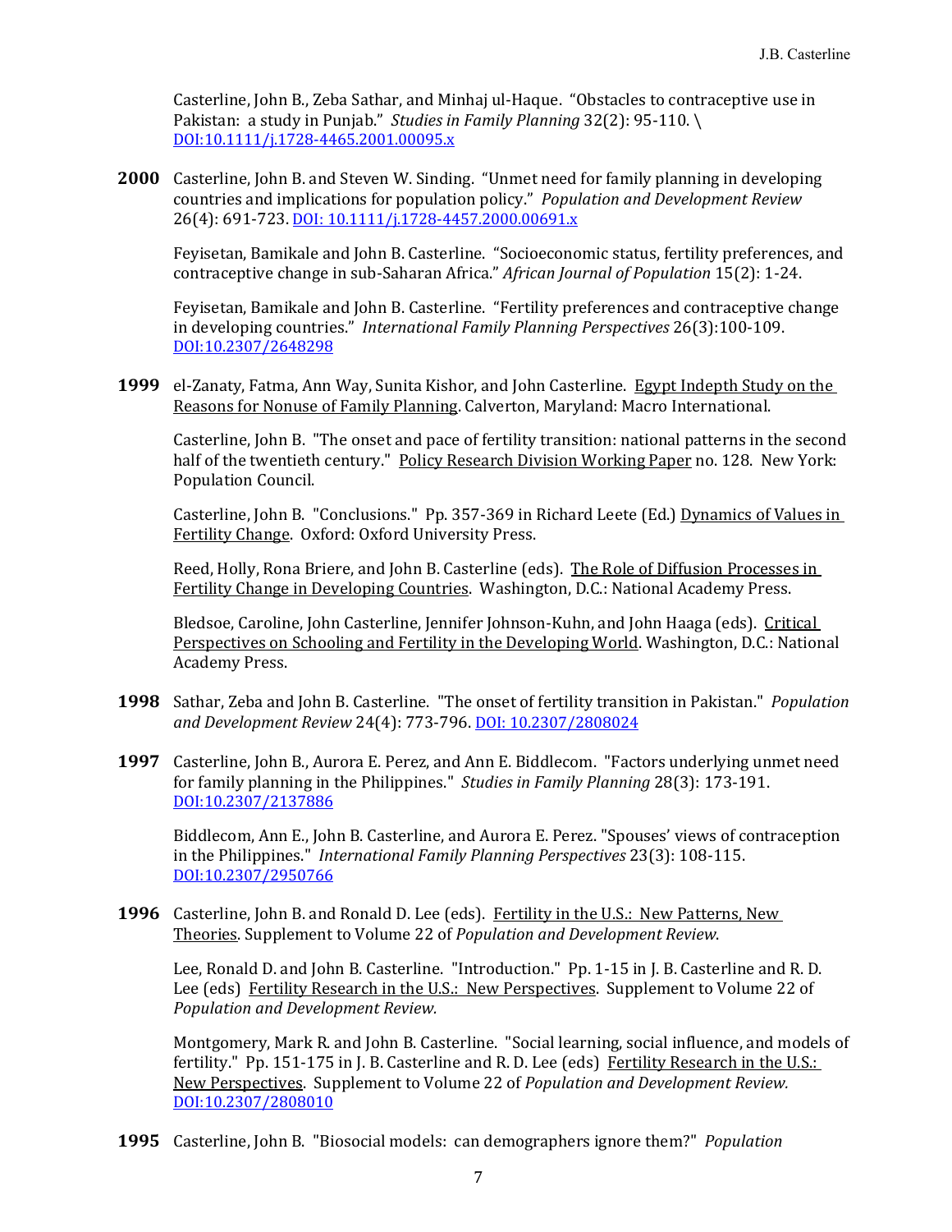Casterline, John B., Zeba Sathar, and Minhaj ul-Haque. "Obstacles to contraceptive use in Pakistan: a study in Punjab." *Studies in Family Planning* 32(2): 95-110. \
DOI:10.1111/j.1728-4465.2001.00095.x

**2000** Casterline, John B. and Steven W. Sinding. "Unmet need for family planning in developing countries and implications for population policy." *Population and Development Review* 26(4): 691-723. DOI: 10.1111/j.1728-4457.2000.00691.x

Feyisetan, Bamikale and John B. Casterline. "Socioeconomic status, fertility preferences, and contraceptive change in sub-Saharan Africa." *African Journal of Population* 15(2): 1-24.

Feyisetan, Bamikale and John B. Casterline. "Fertility preferences and contraceptive change in developing countries." *International Family Planning Perspectives* 26(3):100-109. DOI:10.2307/2648298

**1999** el-Zanaty, Fatma, Ann Way, Sunita Kishor, and John Casterline. Egypt Indepth Study on the Reasons for Nonuse of Family Planning. Calverton, Maryland: Macro International.

Casterline, John B. "The onset and pace of fertility transition: national patterns in the second half of the twentieth century." Policy Research Division Working Paper no. 128. New York: Population Council.

Casterline, John B. "Conclusions." Pp. 357-369 in Richard Leete (Ed.) Dynamics of Values in Fertility Change. Oxford: Oxford University Press.

Reed, Holly, Rona Briere, and John B. Casterline (eds). The Role of Diffusion Processes in Fertility Change in Developing Countries. Washington, D.C.: National Academy Press.

Bledsoe, Caroline, John Casterline, Jennifer Johnson-Kuhn, and John Haaga (eds). Critical Perspectives on Schooling and Fertility in the Developing World. Washington, D.C.: National Academy Press.

**1998** Sathar, Zeba and John B. Casterline. "The onset of fertility transition in Pakistan." *Population and Development Review* 24(4): 773-796. DOI: 10.2307/2808024

**1997** Casterline, John B., Aurora E. Perez, and Ann E. Biddlecom. "Factors underlying unmet need for family planning in the Philippines." *Studies in Family Planning* 28(3): 173-191. DOI:10.2307/2137886

Biddlecom, Ann E., John B. Casterline, and Aurora E. Perez. "Spouses' views of contraception in the Philippines." *International Family Planning Perspectives* 23(3): 108-115. DOI:10.2307/2950766

**1996** Casterline, John B. and Ronald D. Lee (eds). Fertility in the U.S.: New Patterns, New Theories. Supplement to Volume 22 of *Population and Development Review*.

Lee, Ronald D. and John B. Casterline. "Introduction." Pp. 1-15 in J. B. Casterline and R. D. Lee (eds) Fertility Research in the U.S.: New Perspectives. Supplement to Volume 22 of *Population and Development Review*.

Montgomery, Mark R. and John B. Casterline. "Social learning, social influence, and models of fertility." Pp. 151-175 in J. B. Casterline and R. D. Lee (eds) Fertility Research in the U.S.: New Perspectives. Supplement to Volume 22 of *Population and Development Review.* DOI:10.2307/2808010

**1995** Casterline, John B. "Biosocial models: can demographers ignore them?" *Population*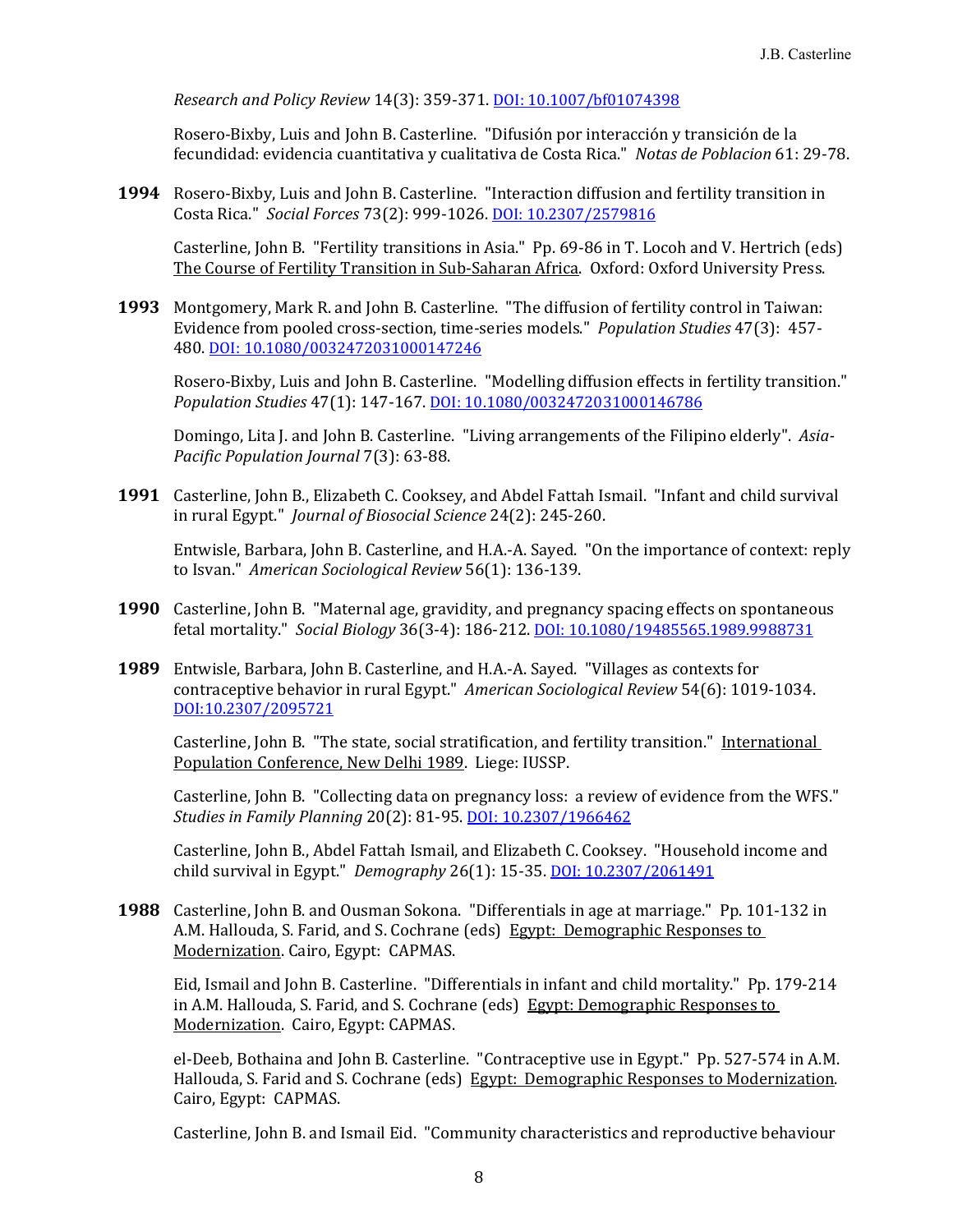*Research and Policy Review* 14(3): 359-371. DOI: 10.1007/bf01074398

Rosero-Bixby, Luis and John B. Casterline. "Difusión por interacción y transición de la fecundidad: evidencia cuantitativa y cualitativa de Costa Rica." *Notas de Poblacion* 61: 29-78.

**1994** Rosero-Bixby, Luis and John B. Casterline. "Interaction diffusion and fertility transition in Costa Rica." *Social Forces* 73(2): 999-1026. DOI: 10.2307/2579816

Casterline, John B. "Fertility transitions in Asia." Pp. 69-86 in T. Locoh and V. Hertrich (eds) The Course of Fertility Transition in Sub-Saharan Africa. Oxford: Oxford University Press.

**1993** Montgomery, Mark R. and John B. Casterline. "The diffusion of fertility control in Taiwan: Evidence from pooled cross-section, time-series models." *Population Studies* 47(3): 457-480. DOI: 10.1080/0032472031000147246

Rosero-Bixby, Luis and John B. Casterline. "Modelling diffusion effects in fertility transition." *Population Studies* 47(1): 147-167. DOI: 10.1080/0032472031000146786

Domingo, Lita J. and John B. Casterline. "Living arrangements of the Filipino elderly". *Asia-Pacific Population Journal* 7(3): 63-88.

**1991** Casterline, John B., Elizabeth C. Cooksey, and Abdel Fattah Ismail. "Infant and child survival in rural Egypt." *Journal of Biosocial Science* 24(2): 245-260.

Entwisle, Barbara, John B. Casterline, and H.A.-A. Sayed. "On the importance of context: reply to Isvan." *American Sociological Review* 56(1): 136-139.

**1990** Casterline, John B. "Maternal age, gravidity, and pregnancy spacing effects on spontaneous fetal mortality." *Social Biology* 36(3-4): 186-212. DOI: 10.1080/19485565.1989.9988731

**1989** Entwisle, Barbara, John B. Casterline, and H.A.-A. Sayed. "Villages as contexts for contraceptive behavior in rural Egypt." *American Sociological Review* 54(6): 1019-1034. DOI:10.2307/2095721

Casterline, John B. "The state, social stratification, and fertility transition." International Population Conference, New Delhi 1989. Liege: IUSSP.

Casterline, John B. "Collecting data on pregnancy loss: a review of evidence from the WFS." *Studies in Family Planning* 20(2): 81-95. DOI: 10.2307/1966462

Casterline, John B., Abdel Fattah Ismail, and Elizabeth C. Cooksey. "Household income and child survival in Egypt." *Demography* 26(1): 15-35. DOI: 10.2307/2061491

**1988** Casterline, John B. and Ousman Sokona. "Differentials in age at marriage." Pp. 101-132 in A.M. Hallouda, S. Farid, and S. Cochrane (eds) Egypt: Demographic Responses to Modernization. Cairo, Egypt: CAPMAS.

Eid, Ismail and John B. Casterline. "Differentials in infant and child mortality." Pp. 179-214 in A.M. Hallouda, S. Farid, and S. Cochrane (eds) Egypt: Demographic Responses to Modernization. Cairo, Egypt: CAPMAS.

el-Deeb, Bothaina and John B. Casterline. "Contraceptive use in Egypt." Pp. 527-574 in A.M. Hallouda, S. Farid and S. Cochrane (eds) Egypt: Demographic Responses to Modernization. Cairo, Egypt: CAPMAS.

Casterline, John B. and Ismail Eid. "Community characteristics and reproductive behaviour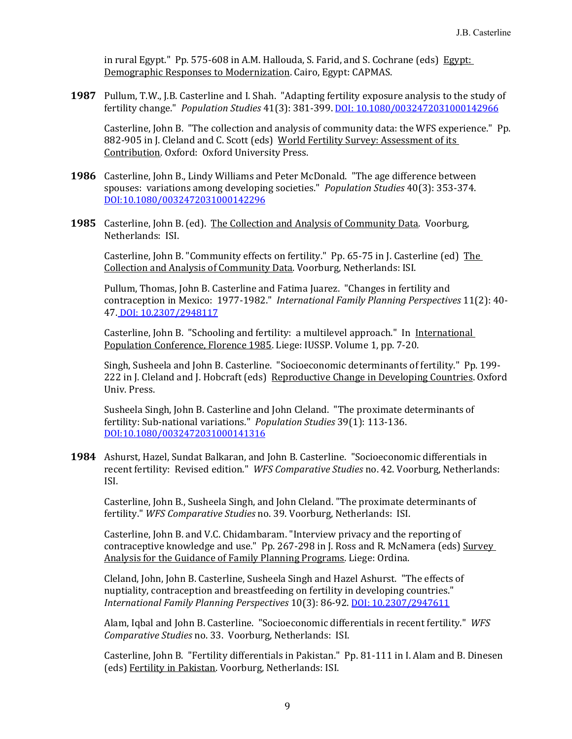in rural Egypt." Pp. 575-608 in A.M. Hallouda, S. Farid, and S. Cochrane (eds) Egypt: Demographic Responses to Modernization. Cairo, Egypt: CAPMAS.

**1987** Pullum, T.W., J.B. Casterline and I. Shah. "Adapting fertility exposure analysis to the study of fertility change." *Population Studies* 41(3): 381-399. DOI: 10.1080/0032472031000142966

Casterline, John B. "The collection and analysis of community data: the WFS experience." Pp. 882-905 in J. Cleland and C. Scott (eds) World Fertility Survey: Assessment of its Contribution. Oxford: Oxford University Press.

**1986** Casterline, John B., Lindy Williams and Peter McDonald. "The age difference between spouses: variations among developing societies." *Population Studies* 40(3): 353-374. DOI:10.1080/0032472031000142296

**1985** Casterline, John B. (ed). The Collection and Analysis of Community Data. Voorburg, Netherlands: ISI.

Casterline, John B. "Community effects on fertility." Pp. 65-75 in J. Casterline (ed) The Collection and Analysis of Community Data. Voorburg, Netherlands: ISI.

Pullum, Thomas, John B. Casterline and Fatima Juarez. "Changes in fertility and contraception in Mexico: 1977-1982." *International Family Planning Perspectives* 11(2): 40-47. DOI: 10.2307/2948117

Casterline, John B. "Schooling and fertility: a multilevel approach." In International Population Conference, Florence 1985. Liege: IUSSP. Volume 1, pp. 7-20.

Singh, Susheela and John B. Casterline. "Socioeconomic determinants of fertility." Pp. 199-222 in J. Cleland and J. Hobcraft (eds) Reproductive Change in Developing Countries. Oxford Univ. Press.

Susheela Singh, John B. Casterline and John Cleland. "The proximate determinants of fertility: Sub-national variations." *Population Studies* 39(1): 113-136. DOI:10.1080/0032472031000141316

**1984** Ashurst, Hazel, Sundat Balkaran, and John B. Casterline. "Socioeconomic differentials in recent fertility: Revised edition." *WFS Comparative Studies* no. 42. Voorburg, Netherlands: ISI.

Casterline, John B., Susheela Singh, and John Cleland. "The proximate determinants of fertility." *WFS Comparative Studies* no. 39. Voorburg, Netherlands: ISI.

Casterline, John B. and V.C. Chidambaram. "Interview privacy and the reporting of contraceptive knowledge and use." Pp. 267-298 in J. Ross and R. McNamera (eds) Survey Analysis for the Guidance of Family Planning Programs. Liege: Ordina.

Cleland, John, John B. Casterline, Susheela Singh and Hazel Ashurst. "The effects of nuptiality, contraception and breastfeeding on fertility in developing countries." *International Family Planning Perspectives* 10(3): 86-92. DOI: 10.2307/2947611

Alam, Iqbal and John B. Casterline. "Socioeconomic differentials in recent fertility." *WFS Comparative Studies* no. 33. Voorburg, Netherlands: ISI.

Casterline, John B. "Fertility differentials in Pakistan." Pp. 81-111 in I. Alam and B. Dinesen (eds) Fertility in Pakistan. Voorburg, Netherlands: ISI.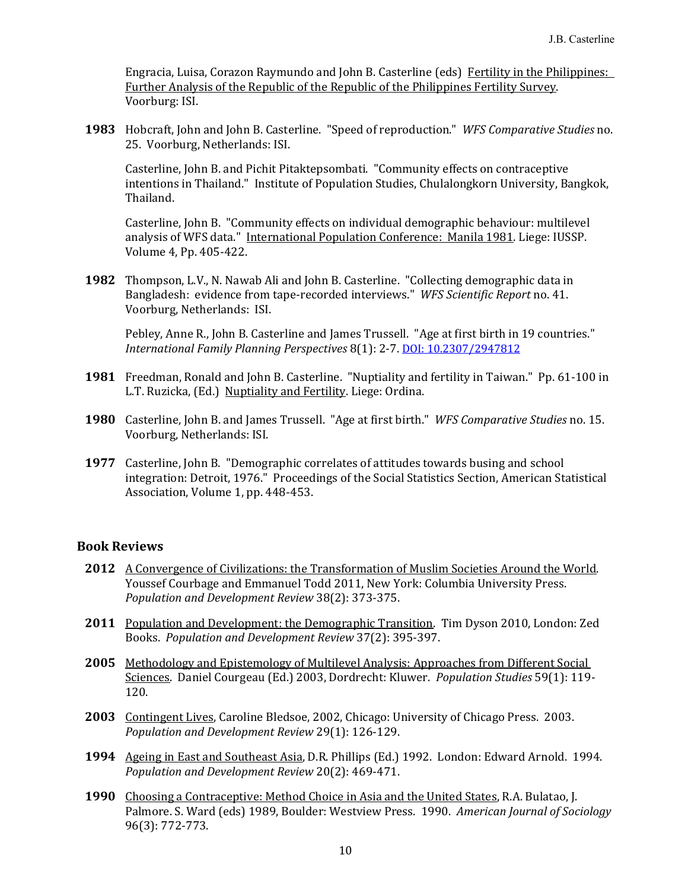Engracia, Luisa, Corazon Raymundo and John B. Casterline (eds) Fertility in the Philippines: Further Analysis of the Republic of the Republic of the Philippines Fertility Survey. Voorburg: ISI.

**1983** Hobcraft, John and John B. Casterline. "Speed of reproduction." *WFS Comparative Studies* no. 25. Voorburg, Netherlands: ISI.

Casterline, John B. and Pichit Pitaktepsombati. "Community effects on contraceptive intentions in Thailand." Institute of Population Studies, Chulalongkorn University, Bangkok, Thailand.

Casterline, John B. "Community effects on individual demographic behaviour: multilevel analysis of WFS data." International Population Conference: Manila 1981. Liege: IUSSP. Volume 4, Pp. 405-422.

**1982** Thompson, L.V., N. Nawab Ali and John B. Casterline. "Collecting demographic data in Bangladesh: evidence from tape-recorded interviews." *WFS Scientific Report* no. 41. Voorburg, Netherlands: ISI.

Pebley, Anne R., John B. Casterline and James Trussell. "Age at first birth in 19 countries." *International Family Planning Perspectives* 8(1): 2-7. DOI: 10.2307/2947812

**1981** Freedman, Ronald and John B. Casterline. "Nuptiality and fertility in Taiwan." Pp. 61-100 in L.T. Ruzicka, (Ed.) Nuptiality and Fertility. Liege: Ordina.

**1980** Casterline, John B. and James Trussell. "Age at first birth." *WFS Comparative Studies* no. 15. Voorburg, Netherlands: ISI.

**1977** Casterline, John B. "Demographic correlates of attitudes towards busing and school integration: Detroit, 1976." Proceedings of the Social Statistics Section, American Statistical Association, Volume 1, pp. 448-453.

## Book Reviews

**2012** A Convergence of Civilizations: the Transformation of Muslim Societies Around the World. Youssef Courbage and Emmanuel Todd 2011, New York: Columbia University Press. *Population and Development Review* 38(2): 373-375.

**2011** Population and Development: the Demographic Transition. Tim Dyson 2010, London: Zed Books. *Population and Development Review* 37(2): 395-397.

**2005** Methodology and Epistemology of Multilevel Analysis: Approaches from Different Social Sciences. Daniel Courgeau (Ed.) 2003, Dordrecht: Kluwer. *Population Studies* 59(1): 119-120.

**2003** Contingent Lives, Caroline Bledsoe, 2002, Chicago: University of Chicago Press. 2003. *Population and Development Review* 29(1): 126-129.

**1994** Ageing in East and Southeast Asia, D.R. Phillips (Ed.) 1992. London: Edward Arnold. 1994. *Population and Development Review* 20(2): 469-471.

**1990** Choosing a Contraceptive: Method Choice in Asia and the United States, R.A. Bulatao, J. Palmore. S. Ward (eds) 1989, Boulder: Westview Press. 1990. *American Journal of Sociology* 96(3): 772-773.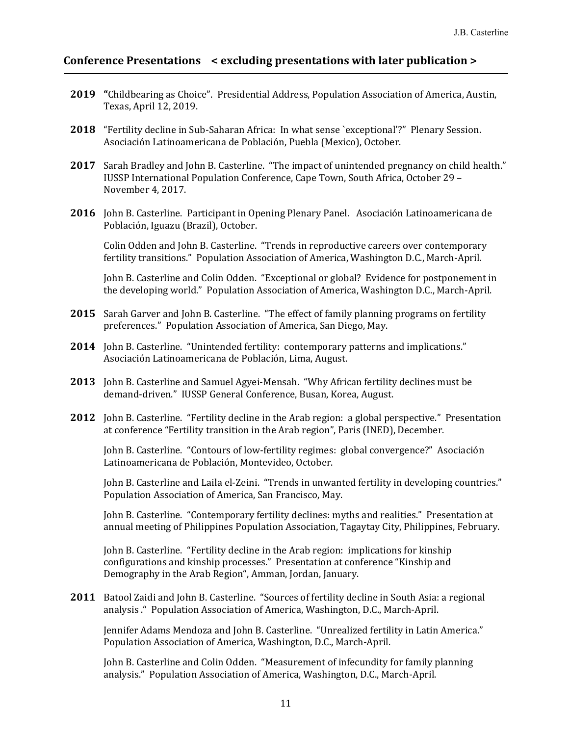## Conference Presentations < excluding presentations with later publication >

**2019** "Childbearing as Choice". Presidential Address, Population Association of America, Austin, Texas, April 12, 2019.

**2018** "Fertility decline in Sub-Saharan Africa: In what sense `exceptional'?" Plenary Session. Asociación Latinoamericana de Población, Puebla (Mexico), October.

**2017** Sarah Bradley and John B. Casterline. "The impact of unintended pregnancy on child health." IUSSP International Population Conference, Cape Town, South Africa, October 29 – November 4, 2017.

**2016** John B. Casterline. Participant in Opening Plenary Panel. Asociación Latinoamericana de Población, Iguazu (Brazil), October.

Colin Odden and John B. Casterline. "Trends in reproductive careers over contemporary fertility transitions." Population Association of America, Washington D.C., March-April.

John B. Casterline and Colin Odden. "Exceptional or global? Evidence for postponement in the developing world." Population Association of America, Washington D.C., March-April.

**2015** Sarah Garver and John B. Casterline. "The effect of family planning programs on fertility preferences." Population Association of America, San Diego, May.

**2014** John B. Casterline. "Unintended fertility: contemporary patterns and implications." Asociación Latinoamericana de Población, Lima, August.

**2013** John B. Casterline and Samuel Agyei-Mensah. "Why African fertility declines must be demand-driven." IUSSP General Conference, Busan, Korea, August.

**2012** John B. Casterline. "Fertility decline in the Arab region: a global perspective." Presentation at conference "Fertility transition in the Arab region", Paris (INED), December.

John B. Casterline. "Contours of low-fertility regimes: global convergence?" Asociación Latinoamericana de Población, Montevideo, October.

John B. Casterline and Laila el-Zeini. "Trends in unwanted fertility in developing countries." Population Association of America, San Francisco, May.

John B. Casterline. "Contemporary fertility declines: myths and realities." Presentation at annual meeting of Philippines Population Association, Tagaytay City, Philippines, February.

John B. Casterline. "Fertility decline in the Arab region: implications for kinship configurations and kinship processes." Presentation at conference "Kinship and Demography in the Arab Region", Amman, Jordan, January.

**2011** Batool Zaidi and John B. Casterline. "Sources of fertility decline in South Asia: a regional analysis ." Population Association of America, Washington, D.C., March-April.

Jennifer Adams Mendoza and John B. Casterline. "Unrealized fertility in Latin America." Population Association of America, Washington, D.C., March-April.

John B. Casterline and Colin Odden. "Measurement of infecundity for family planning analysis." Population Association of America, Washington, D.C., March-April.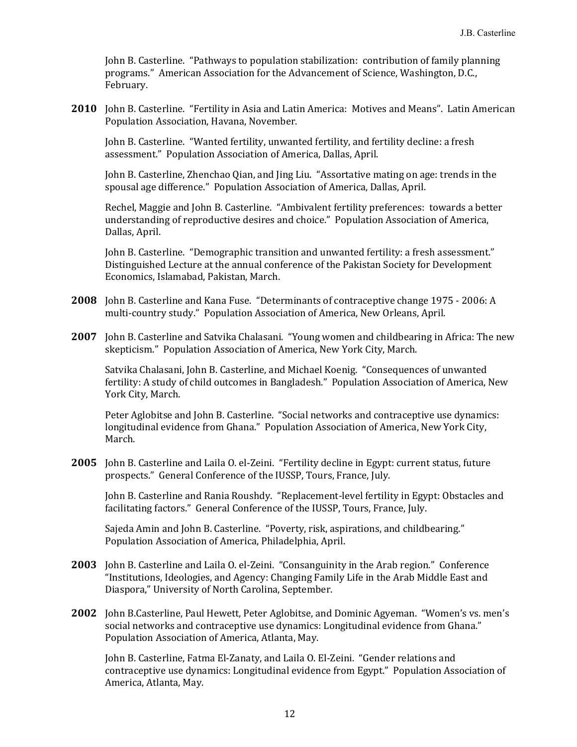John B. Casterline. "Pathways to population stabilization: contribution of family planning programs." American Association for the Advancement of Science, Washington, D.C., February.

**2010** John B. Casterline. "Fertility in Asia and Latin America: Motives and Means". Latin American Population Association, Havana, November.

John B. Casterline. "Wanted fertility, unwanted fertility, and fertility decline: a fresh assessment." Population Association of America, Dallas, April.

John B. Casterline, Zhenchao Qian, and Jing Liu. "Assortative mating on age: trends in the spousal age difference." Population Association of America, Dallas, April.

Rechel, Maggie and John B. Casterline. "Ambivalent fertility preferences: towards a better understanding of reproductive desires and choice." Population Association of America, Dallas, April.

John B. Casterline. "Demographic transition and unwanted fertility: a fresh assessment." Distinguished Lecture at the annual conference of the Pakistan Society for Development Economics, Islamabad, Pakistan, March.

**2008** John B. Casterline and Kana Fuse. "Determinants of contraceptive change 1975 - 2006: A multi-country study." Population Association of America, New Orleans, April.

**2007** John B. Casterline and Satvika Chalasani. "Young women and childbearing in Africa: The new skepticism." Population Association of America, New York City, March.

Satvika Chalasani, John B. Casterline, and Michael Koenig. "Consequences of unwanted fertility: A study of child outcomes in Bangladesh." Population Association of America, New York City, March.

Peter Aglobitse and John B. Casterline. "Social networks and contraceptive use dynamics: longitudinal evidence from Ghana." Population Association of America, New York City, March.

**2005** John B. Casterline and Laila O. el-Zeini. "Fertility decline in Egypt: current status, future prospects." General Conference of the IUSSP, Tours, France, July.

John B. Casterline and Rania Roushdy. "Replacement-level fertility in Egypt: Obstacles and facilitating factors." General Conference of the IUSSP, Tours, France, July.

Sajeda Amin and John B. Casterline. "Poverty, risk, aspirations, and childbearing." Population Association of America, Philadelphia, April.

**2003** John B. Casterline and Laila O. el-Zeini. "Consanguinity in the Arab region." Conference "Institutions, Ideologies, and Agency: Changing Family Life in the Arab Middle East and Diaspora," University of North Carolina, September.

**2002** John B.Casterline, Paul Hewett, Peter Aglobitse, and Dominic Agyeman. "Women's vs. men's social networks and contraceptive use dynamics: Longitudinal evidence from Ghana." Population Association of America, Atlanta, May.

John B. Casterline, Fatma El-Zanaty, and Laila O. El-Zeini. "Gender relations and contraceptive use dynamics: Longitudinal evidence from Egypt." Population Association of America, Atlanta, May.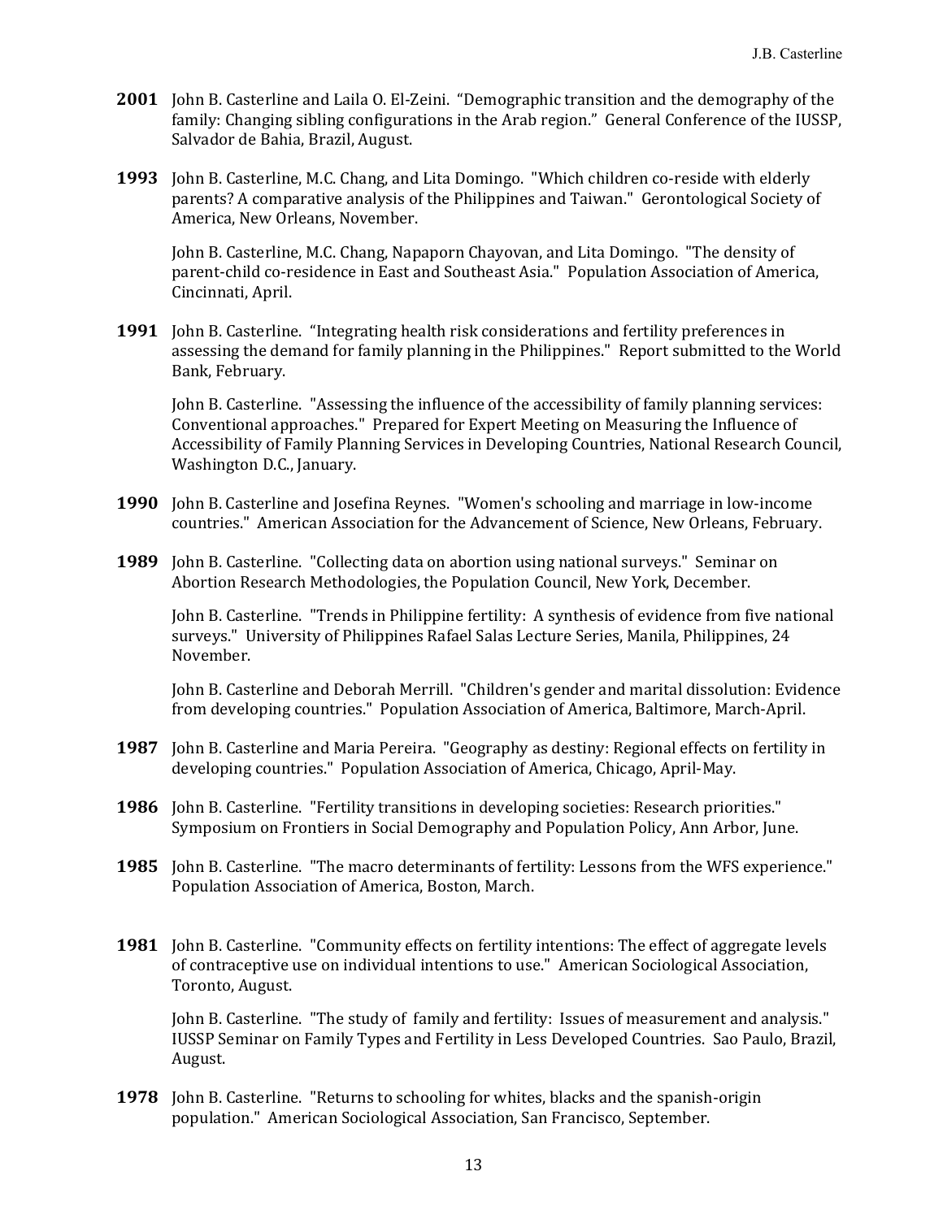**2001** John B. Casterline and Laila O. El-Zeini. "Demographic transition and the demography of the family: Changing sibling configurations in the Arab region." General Conference of the IUSSP, Salvador de Bahia, Brazil, August.

**1993** John B. Casterline, M.C. Chang, and Lita Domingo. "Which children co-reside with elderly parents? A comparative analysis of the Philippines and Taiwan." Gerontological Society of America, New Orleans, November.

John B. Casterline, M.C. Chang, Napaporn Chayovan, and Lita Domingo. "The density of parent-child co-residence in East and Southeast Asia." Population Association of America, Cincinnati, April.

**1991** John B. Casterline. "Integrating health risk considerations and fertility preferences in assessing the demand for family planning in the Philippines." Report submitted to the World Bank, February.

John B. Casterline. "Assessing the influence of the accessibility of family planning services: Conventional approaches." Prepared for Expert Meeting on Measuring the Influence of Accessibility of Family Planning Services in Developing Countries, National Research Council, Washington D.C., January.

**1990** John B. Casterline and Josefina Reynes. "Women's schooling and marriage in low-income countries." American Association for the Advancement of Science, New Orleans, February.

**1989** John B. Casterline. "Collecting data on abortion using national surveys." Seminar on Abortion Research Methodologies, the Population Council, New York, December.

John B. Casterline. "Trends in Philippine fertility: A synthesis of evidence from five national surveys." University of Philippines Rafael Salas Lecture Series, Manila, Philippines, 24 November.

John B. Casterline and Deborah Merrill. "Children's gender and marital dissolution: Evidence from developing countries." Population Association of America, Baltimore, March-April.

**1987** John B. Casterline and Maria Pereira. "Geography as destiny: Regional effects on fertility in developing countries." Population Association of America, Chicago, April-May.

**1986** John B. Casterline. "Fertility transitions in developing societies: Research priorities." Symposium on Frontiers in Social Demography and Population Policy, Ann Arbor, June.

**1985** John B. Casterline. "The macro determinants of fertility: Lessons from the WFS experience." Population Association of America, Boston, March.

**1981** John B. Casterline. "Community effects on fertility intentions: The effect of aggregate levels of contraceptive use on individual intentions to use." American Sociological Association, Toronto, August.

John B. Casterline. "The study of family and fertility: Issues of measurement and analysis." IUSSP Seminar on Family Types and Fertility in Less Developed Countries. Sao Paulo, Brazil, August.

**1978** John B. Casterline. "Returns to schooling for whites, blacks and the spanish-origin population." American Sociological Association, San Francisco, September.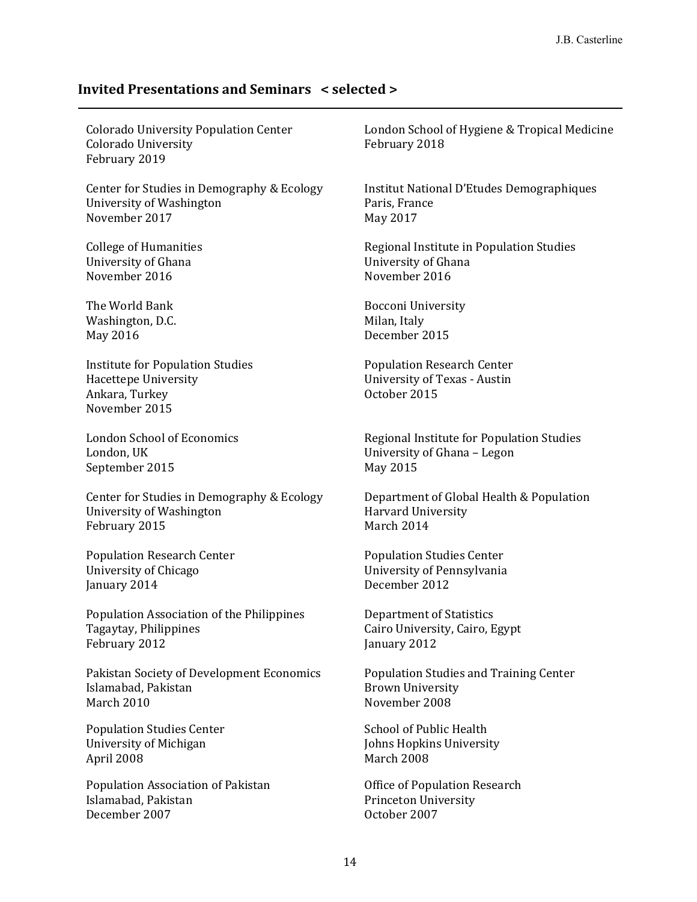## Invited Presentations and Seminars < selected >

Colorado University Population Center
Colorado University
February 2019

London School of Hygiene & Tropical Medicine
February 2018

Center for Studies in Demography & Ecology
University of Washington
November 2017

Institut National D'Etudes Demographiques
Paris, France
May 2017

College of Humanities
University of Ghana
November 2016

Regional Institute in Population Studies
University of Ghana
November 2016

The World Bank
Washington, D.C.
May 2016

Bocconi University
Milan, Italy
December 2015

Institute for Population Studies
Hacettepe University
Ankara, Turkey
November 2015

Population Research Center
University of Texas - Austin
October 2015

London School of Economics
London, UK
September 2015

Regional Institute for Population Studies
University of Ghana – Legon
May 2015

Center for Studies in Demography & Ecology
University of Washington
February 2015

Department of Global Health & Population
Harvard University
March 2014

Population Research Center
University of Chicago
January 2014

Population Studies Center
University of Pennsylvania
December 2012

Population Association of the Philippines
Tagaytay, Philippines
February 2012

Department of Statistics
Cairo University, Cairo, Egypt
January 2012

Pakistan Society of Development Economics
Islamabad, Pakistan
March 2010

Population Studies and Training Center
Brown University
November 2008

Population Studies Center
University of Michigan
April 2008

School of Public Health
Johns Hopkins University
March 2008

Population Association of Pakistan
Islamabad, Pakistan
December 2007

Office of Population Research
Princeton University
October 2007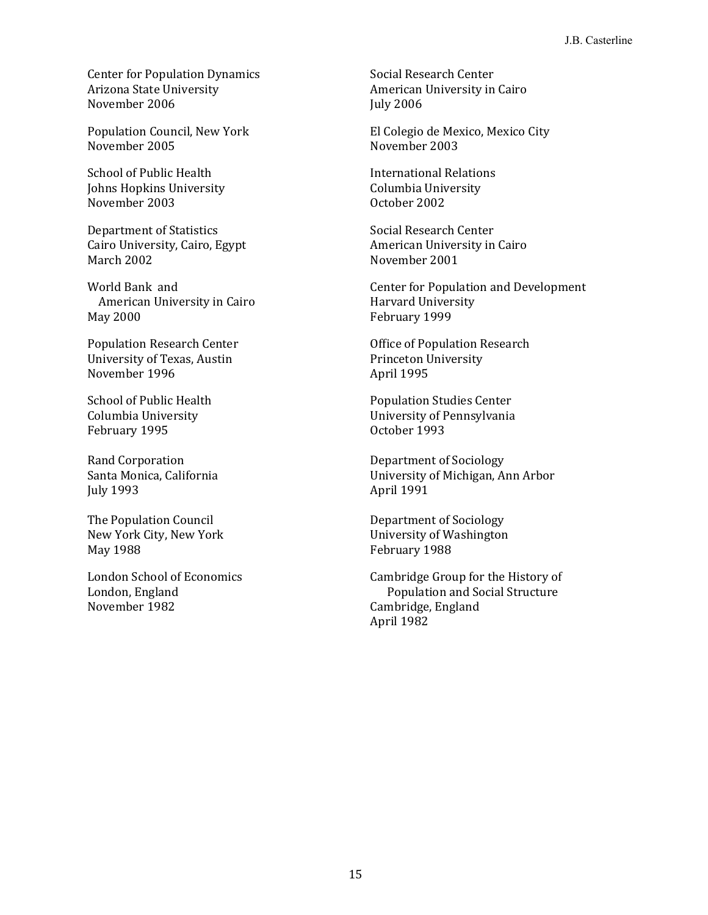Center for Population Dynamics
Arizona State University
November 2006

Social Research Center
American University in Cairo
July 2006

Population Council, New York
November 2005

El Colegio de Mexico, Mexico City
November 2003

School of Public Health
Johns Hopkins University
November 2003

International Relations
Columbia University
October 2002

Department of Statistics
Cairo University, Cairo, Egypt
March 2002

Social Research Center
American University in Cairo
November 2001

World Bank and
American University in Cairo
May 2000

Center for Population and Development
Harvard University
February 1999

Population Research Center
University of Texas, Austin
November 1996

Office of Population Research
Princeton University
April 1995

School of Public Health
Columbia University
February 1995

Population Studies Center
University of Pennsylvania
October 1993

Rand Corporation
Santa Monica, California
July 1993

Department of Sociology
University of Michigan, Ann Arbor
April 1991

The Population Council
New York City, New York
May 1988

Department of Sociology
University of Washington
February 1988

London School of Economics
London, England
November 1982

Cambridge Group for the History of
Population and Social Structure
Cambridge, England
April 1982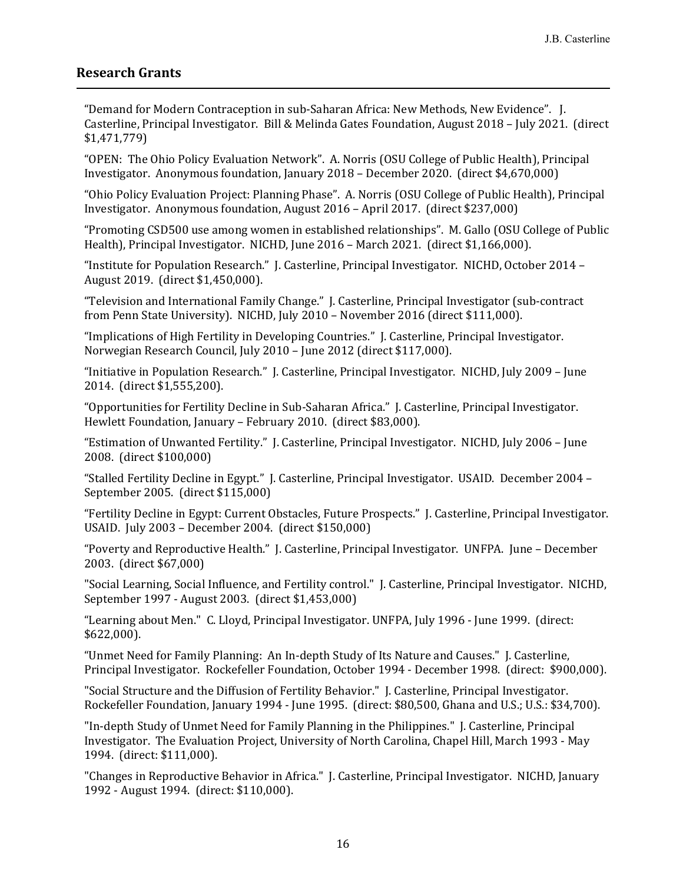## Research Grants

"Demand for Modern Contraception in sub-Saharan Africa: New Methods, New Evidence". J. Casterline, Principal Investigator. Bill & Melinda Gates Foundation, August 2018 – July 2021. (direct $1,471,779)

"OPEN: The Ohio Policy Evaluation Network". A. Norris (OSU College of Public Health), Principal Investigator. Anonymous foundation, January 2018 – December 2020. (direct $4,670,000)

"Ohio Policy Evaluation Project: Planning Phase". A. Norris (OSU College of Public Health), Principal Investigator. Anonymous foundation, August 2016 – April 2017. (direct $237,000)

"Promoting CSD500 use among women in established relationships". M. Gallo (OSU College of Public Health), Principal Investigator. NICHD, June 2016 – March 2021. (direct $1,166,000).

"Institute for Population Research." J. Casterline, Principal Investigator. NICHD, October 2014 – August 2019. (direct $1,450,000).

"Television and International Family Change." J. Casterline, Principal Investigator (sub-contract from Penn State University). NICHD, July 2010 – November 2016 (direct $111,000).

"Implications of High Fertility in Developing Countries." J. Casterline, Principal Investigator. Norwegian Research Council, July 2010 – June 2012 (direct $117,000).

"Initiative in Population Research." J. Casterline, Principal Investigator. NICHD, July 2009 – June 2014. (direct $1,555,200).

"Opportunities for Fertility Decline in Sub-Saharan Africa." J. Casterline, Principal Investigator. Hewlett Foundation, January – February 2010. (direct $83,000).

"Estimation of Unwanted Fertility." J. Casterline, Principal Investigator. NICHD, July 2006 – June 2008. (direct $100,000)

"Stalled Fertility Decline in Egypt." J. Casterline, Principal Investigator. USAID. December 2004 – September 2005. (direct $115,000)

"Fertility Decline in Egypt: Current Obstacles, Future Prospects." J. Casterline, Principal Investigator. USAID. July 2003 – December 2004. (direct $150,000)

"Poverty and Reproductive Health." J. Casterline, Principal Investigator. UNFPA. June – December 2003. (direct $67,000)

"Social Learning, Social Influence, and Fertility control." J. Casterline, Principal Investigator. NICHD, September 1997 - August 2003. (direct $1,453,000)

"Learning about Men." C. Lloyd, Principal Investigator. UNFPA, July 1996 - June 1999. (direct: $622,000).

"Unmet Need for Family Planning: An In-depth Study of Its Nature and Causes." J. Casterline, Principal Investigator. Rockefeller Foundation, October 1994 - December 1998. (direct: $900,000).

"Social Structure and the Diffusion of Fertility Behavior." J. Casterline, Principal Investigator. Rockefeller Foundation, January 1994 - June 1995. (direct: $80,500, Ghana and U.S.; U.S.: $34,700).

"In-depth Study of Unmet Need for Family Planning in the Philippines." J. Casterline, Principal Investigator. The Evaluation Project, University of North Carolina, Chapel Hill, March 1993 - May 1994. (direct: $111,000).

"Changes in Reproductive Behavior in Africa." J. Casterline, Principal Investigator. NICHD, January 1992 - August 1994. (direct: $110,000).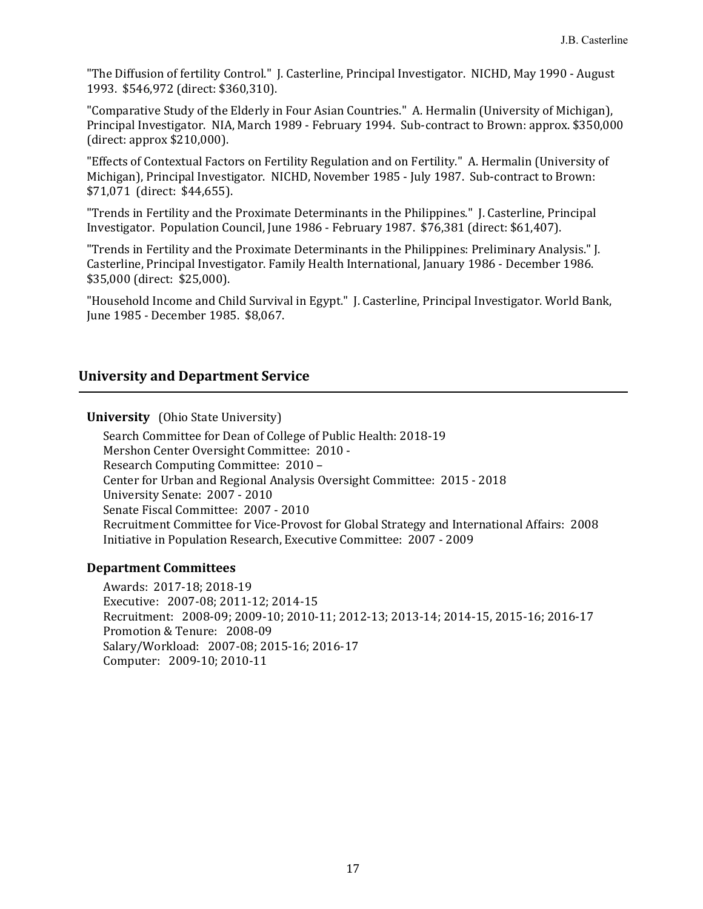"The Diffusion of fertility Control." J. Casterline, Principal Investigator. NICHD, May 1990 - August 1993. $546,972 (direct: $360,310).

"Comparative Study of the Elderly in Four Asian Countries." A. Hermalin (University of Michigan), Principal Investigator. NIA, March 1989 - February 1994. Sub-contract to Brown: approx. $350,000 (direct: approx $210,000).

"Effects of Contextual Factors on Fertility Regulation and on Fertility." A. Hermalin (University of Michigan), Principal Investigator. NICHD, November 1985 - July 1987. Sub-contract to Brown: $71,071 (direct: $44,655).

"Trends in Fertility and the Proximate Determinants in the Philippines." J. Casterline, Principal Investigator. Population Council, June 1986 - February 1987. $76,381 (direct: $61,407).

"Trends in Fertility and the Proximate Determinants in the Philippines: Preliminary Analysis." J. Casterline, Principal Investigator. Family Health International, January 1986 - December 1986. $35,000 (direct: $25,000).

"Household Income and Child Survival in Egypt." J. Casterline, Principal Investigator. World Bank, June 1985 - December 1985. $8,067.

## University and Department Service

### University (Ohio State University)

Search Committee for Dean of College of Public Health: 2018-19
Mershon Center Oversight Committee: 2010 -
Research Computing Committee: 2010 –
Center for Urban and Regional Analysis Oversight Committee: 2015 - 2018
University Senate: 2007 - 2010
Senate Fiscal Committee: 2007 - 2010
Recruitment Committee for Vice-Provost for Global Strategy and International Affairs: 2008
Initiative in Population Research, Executive Committee: 2007 - 2009

### Department Committees

Awards: 2017-18; 2018-19
Executive: 2007-08; 2011-12; 2014-15
Recruitment: 2008-09; 2009-10; 2010-11; 2012-13; 2013-14; 2014-15, 2015-16; 2016-17
Promotion & Tenure: 2008-09
Salary/Workload: 2007-08; 2015-16; 2016-17
Computer: 2009-10; 2010-11